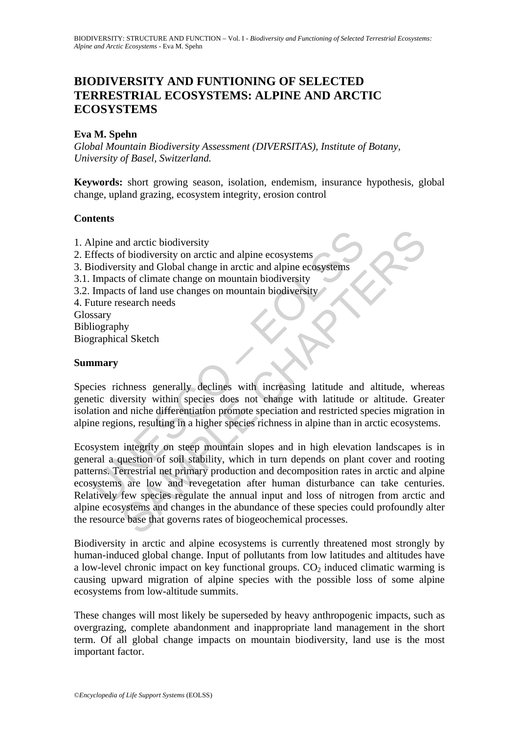# BIODIVERSITY AND FUNTIONING OF SELECTED TERRESTRIAL ECOSYSTEMS: ALPINE AND ARCTIC ECOSYSTEMS

**Eva M. Spehn**

*Global Mountain Biodiversity Assessment (DIVERSITAS), Institute of Botany, University of Basel, Switzerland.*

**Keywords:** short growing season, isolation, endemism, insurance hypothesis, global change, upland grazing, ecosystem integrity, erosion control

## Contents

1. Alpine and arctic biodiversity
2. Effects of biodiversity on arctic and alpine ecosystems
3. Biodiversity and Global change in arctic and alpine ecosystems
3.1. Impacts of climate change on mountain biodiversity
3.2. Impacts of land use changes on mountain biodiversity
4. Future research needs

Glossary
Bibliography
Biographical Sketch

## Summary

Species richness generally declines with increasing latitude and altitude, whereas genetic diversity within species does not change with latitude or altitude. Greater isolation and niche differentiation promote speciation and restricted species migration in alpine regions, resulting in a higher species richness in alpine than in arctic ecosystems.

Ecosystem integrity on steep mountain slopes and in high elevation landscapes is in general a question of soil stability, which in turn depends on plant cover and rooting patterns. Terrestrial net primary production and decomposition rates in arctic and alpine ecosystems are low and revegetation after human disturbance can take centuries. Relatively few species regulate the annual input and loss of nitrogen from arctic and alpine ecosystems and changes in the abundance of these species could profoundly alter the resource base that governs rates of biogeochemical processes.

Biodiversity in arctic and alpine ecosystems is currently threatened most strongly by human-induced global change. Input of pollutants from low latitudes and altitudes have a low-level chronic impact on key functional groups. $CO_2$ induced climatic warming is causing upward migration of alpine species with the possible loss of some alpine ecosystems from low-altitude summits.

These changes will most likely be superseded by heavy anthropogenic impacts, such as overgrazing, complete abandonment and inappropriate land management in the short term. Of all global change impacts on mountain biodiversity, land use is the most important factor.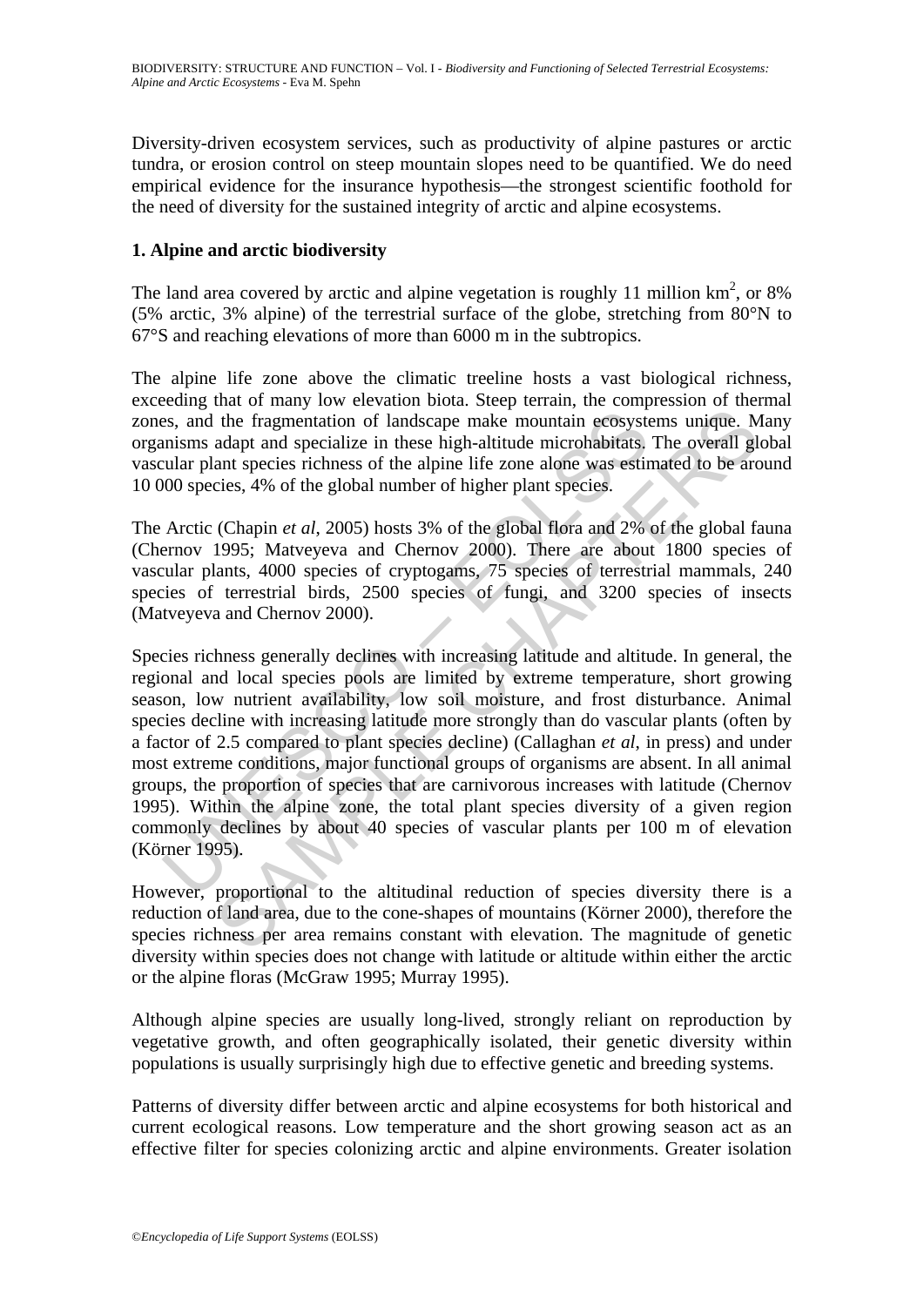Diversity-driven ecosystem services, such as productivity of alpine pastures or arctic tundra, or erosion control on steep mountain slopes need to be quantified. We do need empirical evidence for the insurance hypothesis—the strongest scientific foothold for the need of diversity for the sustained integrity of arctic and alpine ecosystems.

## 1. Alpine and arctic biodiversity

The land area covered by arctic and alpine vegetation is roughly 11 million km$^2$, or 8% (5% arctic, 3% alpine) of the terrestrial surface of the globe, stretching from 80°N to 67°S and reaching elevations of more than 6000 m in the subtropics.

The alpine life zone above the climatic treeline hosts a vast biological richness, exceeding that of many low elevation biota. Steep terrain, the compression of thermal zones, and the fragmentation of landscape make mountain ecosystems unique. Many organisms adapt and specialize in these high-altitude microhabitats. The overall global vascular plant species richness of the alpine life zone alone was estimated to be around 10 000 species, 4% of the global number of higher plant species.

The Arctic (Chapin *et al*, 2005) hosts 3% of the global flora and 2% of the global fauna (Chernov 1995; Matveyeva and Chernov 2000). There are about 1800 species of vascular plants, 4000 species of cryptogams, 75 species of terrestrial mammals, 240 species of terrestrial birds, 2500 species of fungi, and 3200 species of insects (Matveyeva and Chernov 2000).

Species richness generally declines with increasing latitude and altitude. In general, the regional and local species pools are limited by extreme temperature, short growing season, low nutrient availability, low soil moisture, and frost disturbance. Animal species decline with increasing latitude more strongly than do vascular plants (often by a factor of 2.5 compared to plant species decline) (Callaghan *et al*, in press) and under most extreme conditions, major functional groups of organisms are absent. In all animal groups, the proportion of species that are carnivorous increases with latitude (Chernov 1995). Within the alpine zone, the total plant species diversity of a given region commonly declines by about 40 species of vascular plants per 100 m of elevation (Körner 1995).

However, proportional to the altitudinal reduction of species diversity there is a reduction of land area, due to the cone-shapes of mountains (Körner 2000), therefore the species richness per area remains constant with elevation. The magnitude of genetic diversity within species does not change with latitude or altitude within either the arctic or the alpine floras (McGraw 1995; Murray 1995).

Although alpine species are usually long-lived, strongly reliant on reproduction by vegetative growth, and often geographically isolated, their genetic diversity within populations is usually surprisingly high due to effective genetic and breeding systems.

Patterns of diversity differ between arctic and alpine ecosystems for both historical and current ecological reasons. Low temperature and the short growing season act as an effective filter for species colonizing arctic and alpine environments. Greater isolation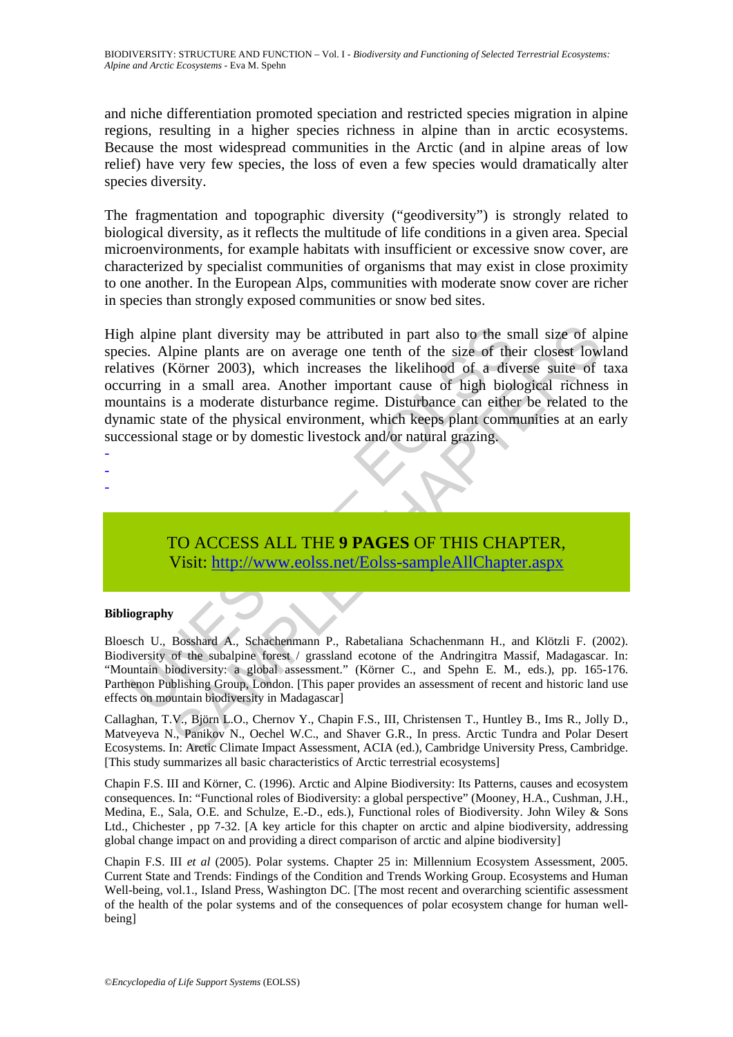and niche differentiation promoted speciation and restricted species migration in alpine regions, resulting in a higher species richness in alpine than in arctic ecosystems. Because the most widespread communities in the Arctic (and in alpine areas of low relief) have very few species, the loss of even a few species would dramatically alter species diversity.

The fragmentation and topographic diversity ("geodiversity") is strongly related to biological diversity, as it reflects the multitude of life conditions in a given area. Special microenvironments, for example habitats with insufficient or excessive snow cover, are characterized by specialist communities of organisms that may exist in close proximity to one another. In the European Alps, communities with moderate snow cover are richer in species than strongly exposed communities or snow bed sites.

High alpine plant diversity may be attributed in part also to the small size of alpine species. Alpine plants are on average one tenth of the size of their closest lowland relatives (Körner 2003), which increases the likelihood of a diverse suite of taxa occurring in a small area. Another important cause of high biological richness in mountains is a moderate disturbance regime. Disturbance can either be related to the dynamic state of the physical environment, which keeps plant communities at an early successional stage or by domestic livestock and/or natural grazing.

-
-
-

TO ACCESS ALL THE **9 PAGES** OF THIS CHAPTER,
Visit: http://www.eolss.net/Eolss-sampleAllChapter.aspx

**Bibliography**

Bloesch U., Bosshard A., Schachenmann P., Rabetaliana Schachenmann H., and Klötzli F. (2002). Biodiversity of the subalpine forest / grassland ecotone of the Andringitra Massif, Madagascar. In: "Mountain biodiversity: a global assessment." (Körner C., and Spehn E. M., eds.), pp. 165-176. Parthenon Publishing Group, London. [This paper provides an assessment of recent and historic land use effects on mountain biodiversity in Madagascar]

Callaghan, T.V., Björn L.O., Chernov Y., Chapin F.S., III, Christensen T., Huntley B., Ims R., Jolly D., Matveyeva N., Panikov N., Oechel W.C., and Shaver G.R., In press. Arctic Tundra and Polar Desert Ecosystems. In: Arctic Climate Impact Assessment, ACIA (ed.), Cambridge University Press, Cambridge. [This study summarizes all basic characteristics of Arctic terrestrial ecosystems]

Chapin F.S. III and Körner, C. (1996). Arctic and Alpine Biodiversity: Its Patterns, causes and ecosystem consequences. In: "Functional roles of Biodiversity: a global perspective" (Mooney, H.A., Cushman, J.H., Medina, E., Sala, O.E. and Schulze, E.-D., eds.), Functional roles of Biodiversity. John Wiley & Sons Ltd., Chichester , pp 7-32. [A key article for this chapter on arctic and alpine biodiversity, addressing global change impact on and providing a direct comparison of arctic and alpine biodiversity]

Chapin F.S. III *et al* (2005). Polar systems. Chapter 25 in: Millennium Ecosystem Assessment, 2005. Current State and Trends: Findings of the Condition and Trends Working Group. Ecosystems and Human Well-being, vol.1., Island Press, Washington DC. [The most recent and overarching scientific assessment of the health of the polar systems and of the consequences of polar ecosystem change for human well-being]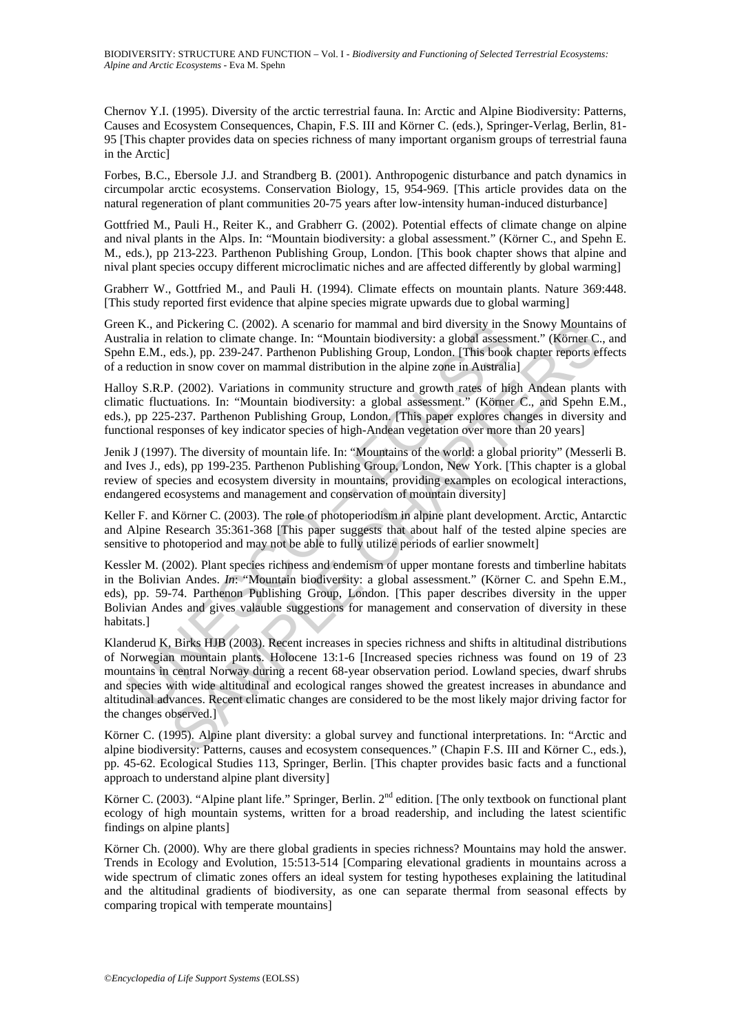Chernov Y.I. (1995). Diversity of the arctic terrestrial fauna. In: Arctic and Alpine Biodiversity: Patterns, Causes and Ecosystem Consequences, Chapin, F.S. III and Körner C. (eds.), Springer-Verlag, Berlin, 81-95 [This chapter provides data on species richness of many important organism groups of terrestrial fauna in the Arctic]

Forbes, B.C., Ebersole J.J. and Strandberg B. (2001). Anthropogenic disturbance and patch dynamics in circumpolar arctic ecosystems. Conservation Biology, 15, 954-969. [This article provides data on the natural regeneration of plant communities 20-75 years after low-intensity human-induced disturbance]

Gottfried M., Pauli H., Reiter K., and Grabherr G. (2002). Potential effects of climate change on alpine and nival plants in the Alps. In: "Mountain biodiversity: a global assessment." (Körner C., and Spehn E. M., eds.), pp 213-223. Parthenon Publishing Group, London. [This book chapter shows that alpine and nival plant species occupy different microclimatic niches and are affected differently by global warming]

Grabherr W., Gottfried M., and Pauli H. (1994). Climate effects on mountain plants. Nature 369:448. [This study reported first evidence that alpine species migrate upwards due to global warming]

Green K., and Pickering C. (2002). A scenario for mammal and bird diversity in the Snowy Mountains of Australia in relation to climate change. In: "Mountain biodiversity: a global assessment." (Körner C., and Spehn E.M., eds.), pp. 239-247. Parthenon Publishing Group, London. [This book chapter reports effects of a reduction in snow cover on mammal distribution in the alpine zone in Australia]

Halloy S.R.P. (2002). Variations in community structure and growth rates of high Andean plants with climatic fluctuations. In: "Mountain biodiversity: a global assessment." (Körner C., and Spehn E.M., eds.), pp 225-237. Parthenon Publishing Group, London. [This paper explores changes in diversity and functional responses of key indicator species of high-Andean vegetation over more than 20 years]

Jenik J (1997). The diversity of mountain life. In: "Mountains of the world: a global priority" (Messerli B. and Ives J., eds), pp 199-235. Parthenon Publishing Group, London, New York. [This chapter is a global review of species and ecosystem diversity in mountains, providing examples on ecological interactions, endangered ecosystems and management and conservation of mountain diversity]

Keller F. and Körner C. (2003). The role of photoperiodism in alpine plant development. Arctic, Antarctic and Alpine Research 35:361-368 [This paper suggests that about half of the tested alpine species are sensitive to photoperiod and may not be able to fully utilize periods of earlier snowmelt]

Kessler M. (2002). Plant species richness and endemism of upper montane forests and timberline habitats in the Bolivian Andes. *In*: "Mountain biodiversity: a global assessment." (Körner C. and Spehn E.M., eds), pp. 59-74. Parthenon Publishing Group, London. [This paper describes diversity in the upper Bolivian Andes and gives valauble suggestions for management and conservation of diversity in these habitats.]

Klanderud K, Birks HJB (2003). Recent increases in species richness and shifts in altitudinal distributions of Norwegian mountain plants. Holocene 13:1-6 [Increased species richness was found on 19 of 23 mountains in central Norway during a recent 68-year observation period. Lowland species, dwarf shrubs and species with wide altitudinal and ecological ranges showed the greatest increases in abundance and altitudinal advances. Recent climatic changes are considered to be the most likely major driving factor for the changes observed.]

Körner C. (1995). Alpine plant diversity: a global survey and functional interpretations. In: "Arctic and alpine biodiversity: Patterns, causes and ecosystem consequences." (Chapin F.S. III and Körner C., eds.), pp. 45-62. Ecological Studies 113, Springer, Berlin. [This chapter provides basic facts and a functional approach to understand alpine plant diversity]

Körner C. (2003). "Alpine plant life." Springer, Berlin. 2nd edition. [The only textbook on functional plant ecology of high mountain systems, written for a broad readership, and including the latest scientific findings on alpine plants]

Körner Ch. (2000). Why are there global gradients in species richness? Mountains may hold the answer. Trends in Ecology and Evolution, 15:513-514 [Comparing elevational gradients in mountains across a wide spectrum of climatic zones offers an ideal system for testing hypotheses explaining the latitudinal and the altitudinal gradients of biodiversity, as one can separate thermal from seasonal effects by comparing tropical with temperate mountains]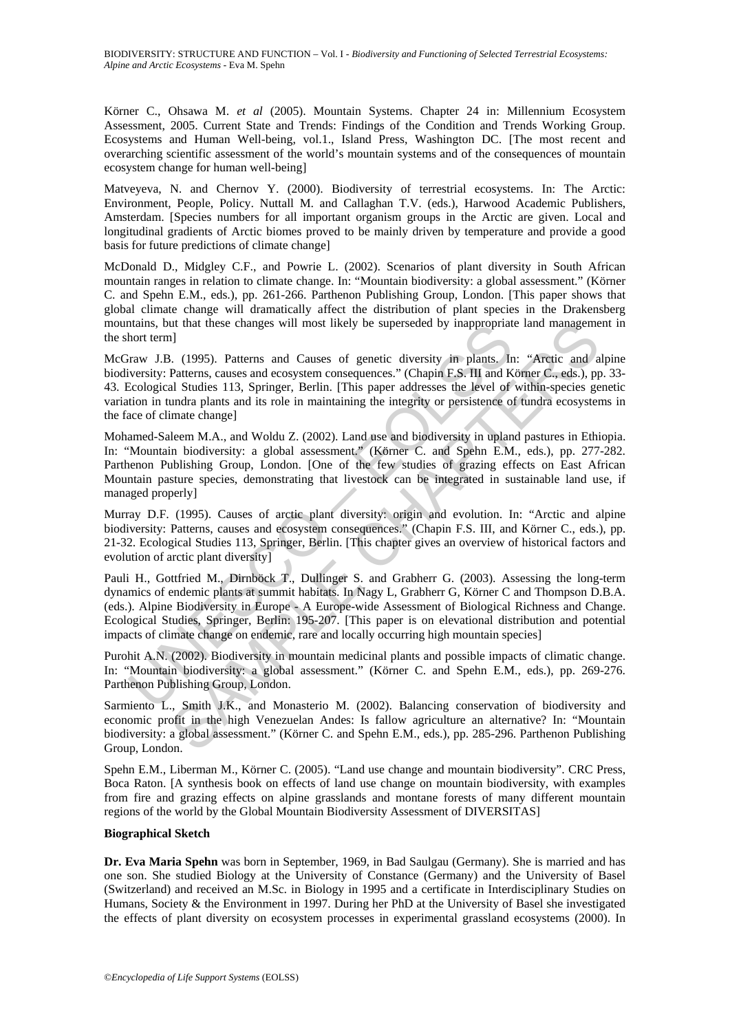Körner C., Ohsawa M. *et al* (2005). Mountain Systems. Chapter 24 in: Millennium Ecosystem Assessment, 2005. Current State and Trends: Findings of the Condition and Trends Working Group. Ecosystems and Human Well-being, vol.1., Island Press, Washington DC. [The most recent and overarching scientific assessment of the world's mountain systems and of the consequences of mountain ecosystem change for human well-being]

Matveyeva, N. and Chernov Y. (2000). Biodiversity of terrestrial ecosystems. In: The Arctic: Environment, People, Policy. Nuttall M. and Callaghan T.V. (eds.), Harwood Academic Publishers, Amsterdam. [Species numbers for all important organism groups in the Arctic are given. Local and longitudinal gradients of Arctic biomes proved to be mainly driven by temperature and provide a good basis for future predictions of climate change]

McDonald D., Midgley C.F., and Powrie L. (2002). Scenarios of plant diversity in South African mountain ranges in relation to climate change. In: "Mountain biodiversity: a global assessment." (Körner C. and Spehn E.M., eds.), pp. 261-266. Parthenon Publishing Group, London. [This paper shows that global climate change will dramatically affect the distribution of plant species in the Drakensberg mountains, but that these changes will most likely be superseded by inappropriate land management in the short term]

McGraw J.B. (1995). Patterns and Causes of genetic diversity in plants. In: "Arctic and alpine biodiversity: Patterns, causes and ecosystem consequences." (Chapin F.S. III and Körner C., eds.), pp. 33-43. Ecological Studies 113, Springer, Berlin. [This paper addresses the level of within-species genetic variation in tundra plants and its role in maintaining the integrity or persistence of tundra ecosystems in the face of climate change]

Mohamed-Saleem M.A., and Woldu Z. (2002). Land use and biodiversity in upland pastures in Ethiopia. In: "Mountain biodiversity: a global assessment." (Körner C. and Spehn E.M., eds.), pp. 277-282. Parthenon Publishing Group, London. [One of the few studies of grazing effects on East African Mountain pasture species, demonstrating that livestock can be integrated in sustainable land use, if managed properly]

Murray D.F. (1995). Causes of arctic plant diversity: origin and evolution. In: "Arctic and alpine biodiversity: Patterns, causes and ecosystem consequences." (Chapin F.S. III, and Körner C., eds.), pp. 21-32. Ecological Studies 113, Springer, Berlin. [This chapter gives an overview of historical factors and evolution of arctic plant diversity]

Pauli H., Gottfried M., Dirnböck T., Dullinger S. and Grabherr G. (2003). Assessing the long-term dynamics of endemic plants at summit habitats. In Nagy L, Grabherr G, Körner C and Thompson D.B.A. (eds.). Alpine Biodiversity in Europe - A Europe-wide Assessment of Biological Richness and Change. Ecological Studies, Springer, Berlin: 195-207. [This paper is on elevational distribution and potential impacts of climate change on endemic, rare and locally occurring high mountain species]

Purohit A.N. (2002). Biodiversity in mountain medicinal plants and possible impacts of climatic change. In: "Mountain biodiversity: a global assessment." (Körner C. and Spehn E.M., eds.), pp. 269-276. Parthenon Publishing Group, London.

Sarmiento L., Smith J.K., and Monasterio M. (2002). Balancing conservation of biodiversity and economic profit in the high Venezuelan Andes: Is fallow agriculture an alternative? In: "Mountain biodiversity: a global assessment." (Körner C. and Spehn E.M., eds.), pp. 285-296. Parthenon Publishing Group, London.

Spehn E.M., Liberman M., Körner C. (2005). "Land use change and mountain biodiversity". CRC Press, Boca Raton. [A synthesis book on effects of land use change on mountain biodiversity, with examples from fire and grazing effects on alpine grasslands and montane forests of many different mountain regions of the world by the Global Mountain Biodiversity Assessment of DIVERSITAS]

**Biographical Sketch**

**Dr. Eva Maria Spehn** was born in September, 1969, in Bad Saulgau (Germany). She is married and has one son. She studied Biology at the University of Constance (Germany) and the University of Basel (Switzerland) and received an M.Sc. in Biology in 1995 and a certificate in Interdisciplinary Studies on Humans, Society & the Environment in 1997. During her PhD at the University of Basel she investigated the effects of plant diversity on ecosystem processes in experimental grassland ecosystems (2000). In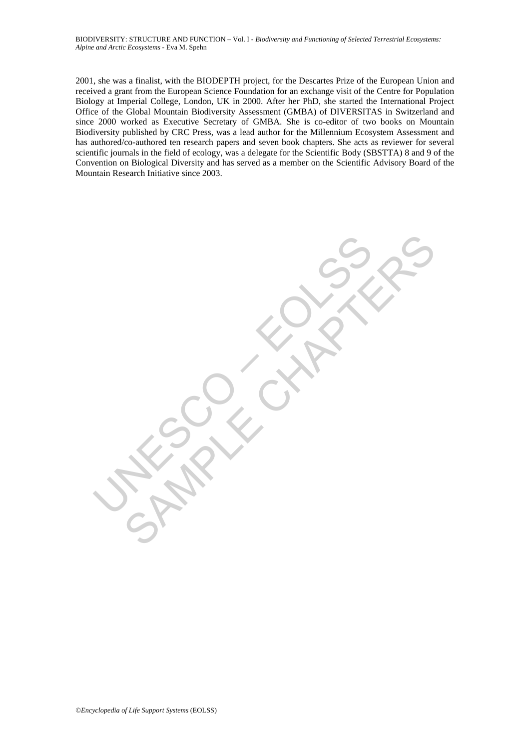2001, she was a finalist, with the BIODEPTH project, for the Descartes Prize of the European Union and received a grant from the European Science Foundation for an exchange visit of the Centre for Population Biology at Imperial College, London, UK in 2000. After her PhD, she started the International Project Office of the Global Mountain Biodiversity Assessment (GMBA) of DIVERSITAS in Switzerland and since 2000 worked as Executive Secretary of GMBA. She is co-editor of two books on Mountain Biodiversity published by CRC Press, was a lead author for the Millennium Ecosystem Assessment and has authored/co-authored ten research papers and seven book chapters. She acts as reviewer for several scientific journals in the field of ecology, was a delegate for the Scientific Body (SBSTTA) 8 and 9 of the Convention on Biological Diversity and has served as a member on the Scientific Advisory Board of the Mountain Research Initiative since 2003.